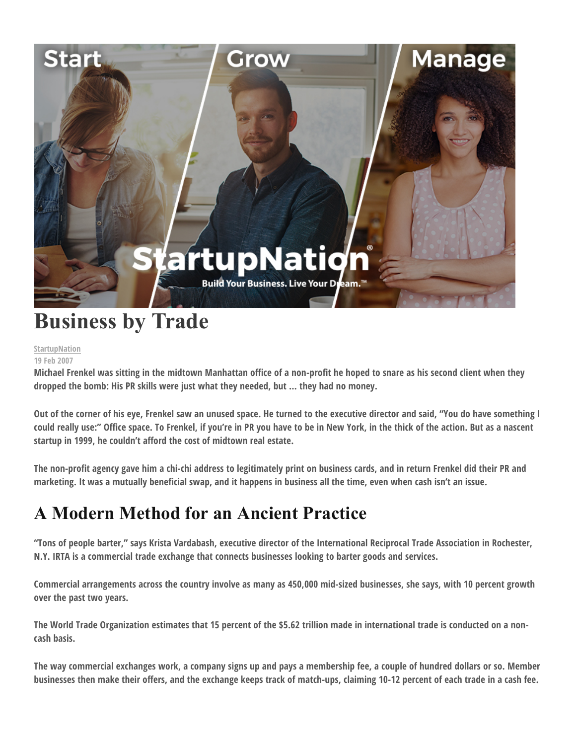# Business by Trade

StartupNation
19 Feb 2007

Michael Frenkel was sitting in the midtown Manhattan office of a non-profit he hoped to snare as his second client when they dropped the bomb: His PR skills were just what they needed, but … they had no money.

Out of the corner of his eye, Frenkel saw an unused space. He turned to the executive director and said, "You do have something I could really use:" Office space. To Frenkel, if you're in PR you have to be in New York, in the thick of the action. But as a nascent startup in 1999, he couldn't afford the cost of midtown real estate.

The non-profit agency gave him a chi-chi address to legitimately print on business cards, and in return Frenkel did their PR and marketing. It was a mutually beneficial swap, and it happens in business all the time, even when cash isn't an issue.

## A Modern Method for an Ancient Practice

"Tons of people barter," says Krista Vardabash, executive director of the International Reciprocal Trade Association in Rochester, N.Y. IRTA is a commercial trade exchange that connects businesses looking to barter goods and services.

Commercial arrangements across the country involve as many as 450,000 mid-sized businesses, she says, with 10 percent growth over the past two years.

The World Trade Organization estimates that 15 percent of the $5.62 trillion made in international trade is conducted on a non-cash basis.

The way commercial exchanges work, a company signs up and pays a membership fee, a couple of hundred dollars or so. Member businesses then make their offers, and the exchange keeps track of match-ups, claiming 10-12 percent of each trade in a cash fee.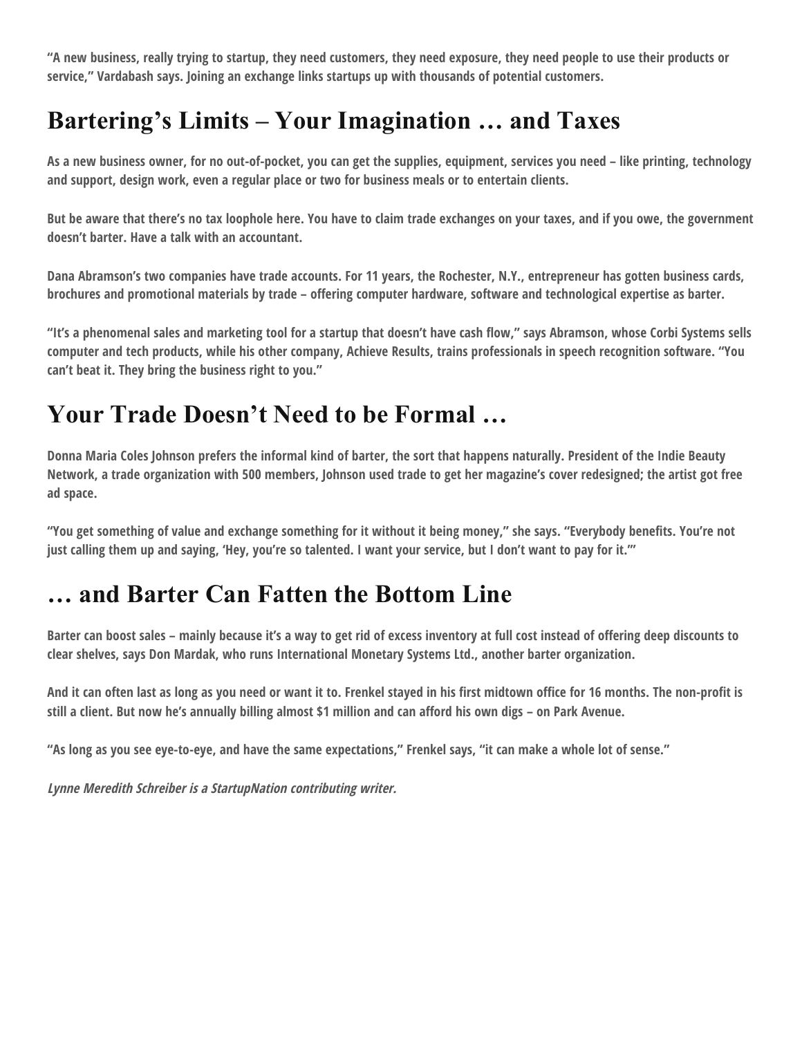**"A new business, really trying to startup, they need customers, they need exposure, they need people to use their products or service," Vardabash says. Joining an exchange links startups up with thousands of potential customers.**

## Bartering's Limits – Your Imagination … and Taxes

**As a new business owner, for no out-of-pocket, you can get the supplies, equipment, services you need – like printing, technology and support, design work, even a regular place or two for business meals or to entertain clients.**

**But be aware that there's no tax loophole here. You have to claim trade exchanges on your taxes, and if you owe, the government doesn't barter. Have a talk with an accountant.**

**Dana Abramson's two companies have trade accounts. For 11 years, the Rochester, N.Y., entrepreneur has gotten business cards, brochures and promotional materials by trade – offering computer hardware, software and technological expertise as barter.**

**"It's a phenomenal sales and marketing tool for a startup that doesn't have cash flow," says Abramson, whose Corbi Systems sells computer and tech products, while his other company, Achieve Results, trains professionals in speech recognition software. "You can't beat it. They bring the business right to you."**

## Your Trade Doesn't Need to be Formal …

**Donna Maria Coles Johnson prefers the informal kind of barter, the sort that happens naturally. President of the Indie Beauty Network, a trade organization with 500 members, Johnson used trade to get her magazine's cover redesigned; the artist got free ad space.**

**"You get something of value and exchange something for it without it being money," she says. "Everybody benefits. You're not just calling them up and saying, 'Hey, you're so talented. I want your service, but I don't want to pay for it.'"**

## … and Barter Can Fatten the Bottom Line

**Barter can boost sales – mainly because it's a way to get rid of excess inventory at full cost instead of offering deep discounts to clear shelves, says Don Mardak, who runs International Monetary Systems Ltd., another barter organization.**

**And it can often last as long as you need or want it to. Frenkel stayed in his first midtown office for 16 months. The non-profit is still a client. But now he's annually billing almost $1 million and can afford his own digs – on Park Avenue.**

**"As long as you see eye-to-eye, and have the same expectations," Frenkel says, "it can make a whole lot of sense."**

***Lynne Meredith Schreiber is a StartupNation contributing writer.***